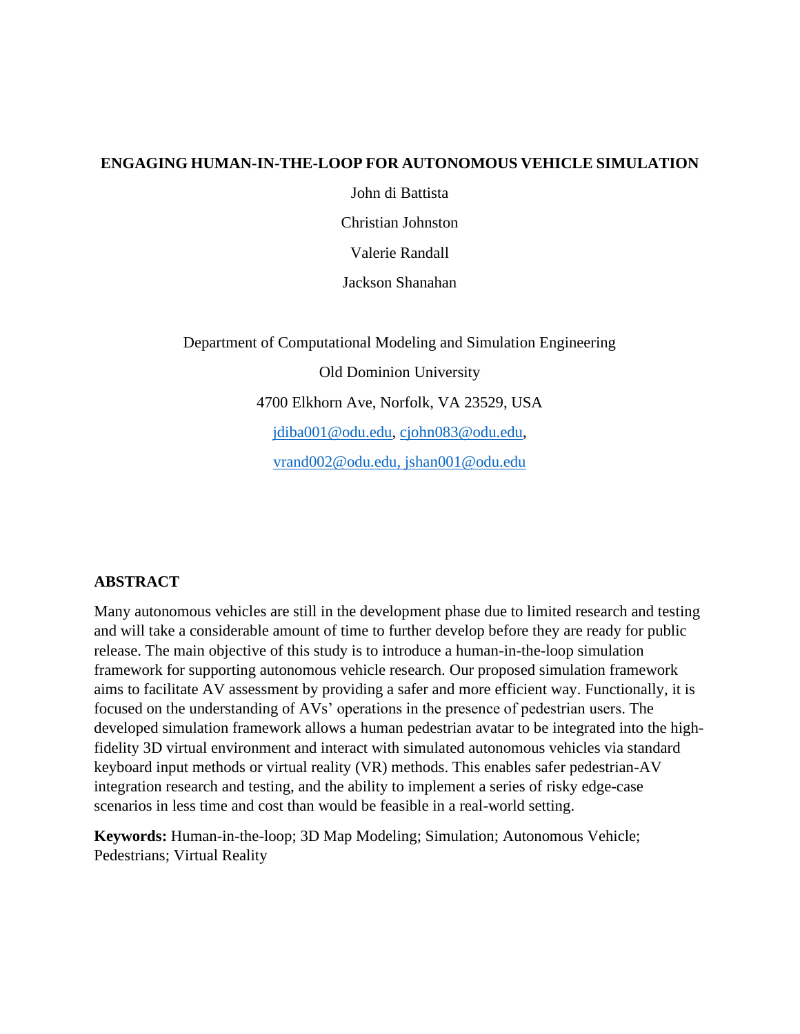# ENGAGING HUMAN-IN-THE-LOOP FOR AUTONOMOUS VEHICLE SIMULATION

John di Battista

Christian Johnston

Valerie Randall

Jackson Shanahan

Department of Computational Modeling and Simulation Engineering

Old Dominion University

4700 Elkhorn Ave, Norfolk, VA 23529, USA

jdiba001@odu.edu, cjohn083@odu.edu,

vrand002@odu.edu, jshan001@odu.edu

## ABSTRACT

Many autonomous vehicles are still in the development phase due to limited research and testing and will take a considerable amount of time to further develop before they are ready for public release. The main objective of this study is to introduce a human-in-the-loop simulation framework for supporting autonomous vehicle research. Our proposed simulation framework aims to facilitate AV assessment by providing a safer and more efficient way. Functionally, it is focused on the understanding of AVs' operations in the presence of pedestrian users. The developed simulation framework allows a human pedestrian avatar to be integrated into the high-fidelity 3D virtual environment and interact with simulated autonomous vehicles via standard keyboard input methods or virtual reality (VR) methods. This enables safer pedestrian-AV integration research and testing, and the ability to implement a series of risky edge-case scenarios in less time and cost than would be feasible in a real-world setting.

**Keywords:** Human-in-the-loop; 3D Map Modeling; Simulation; Autonomous Vehicle; Pedestrians; Virtual Reality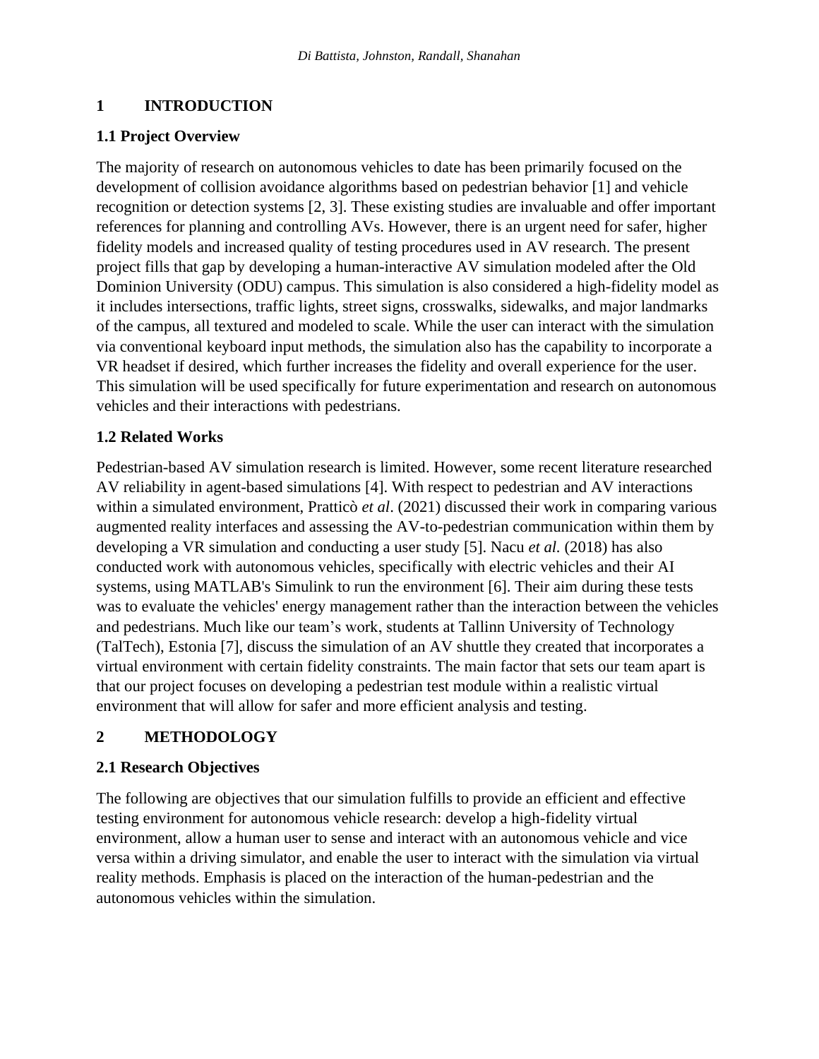# 1 INTRODUCTION

## 1.1 Project Overview

The majority of research on autonomous vehicles to date has been primarily focused on the development of collision avoidance algorithms based on pedestrian behavior [1] and vehicle recognition or detection systems [2, 3]. These existing studies are invaluable and offer important references for planning and controlling AVs. However, there is an urgent need for safer, higher fidelity models and increased quality of testing procedures used in AV research. The present project fills that gap by developing a human-interactive AV simulation modeled after the Old Dominion University (ODU) campus. This simulation is also considered a high-fidelity model as it includes intersections, traffic lights, street signs, crosswalks, sidewalks, and major landmarks of the campus, all textured and modeled to scale. While the user can interact with the simulation via conventional keyboard input methods, the simulation also has the capability to incorporate a VR headset if desired, which further increases the fidelity and overall experience for the user. This simulation will be used specifically for future experimentation and research on autonomous vehicles and their interactions with pedestrians.

## 1.2 Related Works

Pedestrian-based AV simulation research is limited. However, some recent literature researched AV reliability in agent-based simulations [4]. With respect to pedestrian and AV interactions within a simulated environment, Pratticò *et al*. (2021) discussed their work in comparing various augmented reality interfaces and assessing the AV-to-pedestrian communication within them by developing a VR simulation and conducting a user study [5]. Nacu *et al.* (2018) has also conducted work with autonomous vehicles, specifically with electric vehicles and their AI systems, using MATLAB's Simulink to run the environment [6]. Their aim during these tests was to evaluate the vehicles' energy management rather than the interaction between the vehicles and pedestrians. Much like our team's work, students at Tallinn University of Technology (TalTech), Estonia [7], discuss the simulation of an AV shuttle they created that incorporates a virtual environment with certain fidelity constraints. The main factor that sets our team apart is that our project focuses on developing a pedestrian test module within a realistic virtual environment that will allow for safer and more efficient analysis and testing.

# 2 METHODOLOGY

## 2.1 Research Objectives

The following are objectives that our simulation fulfills to provide an efficient and effective testing environment for autonomous vehicle research: develop a high-fidelity virtual environment, allow a human user to sense and interact with an autonomous vehicle and vice versa within a driving simulator, and enable the user to interact with the simulation via virtual reality methods. Emphasis is placed on the interaction of the human-pedestrian and the autonomous vehicles within the simulation.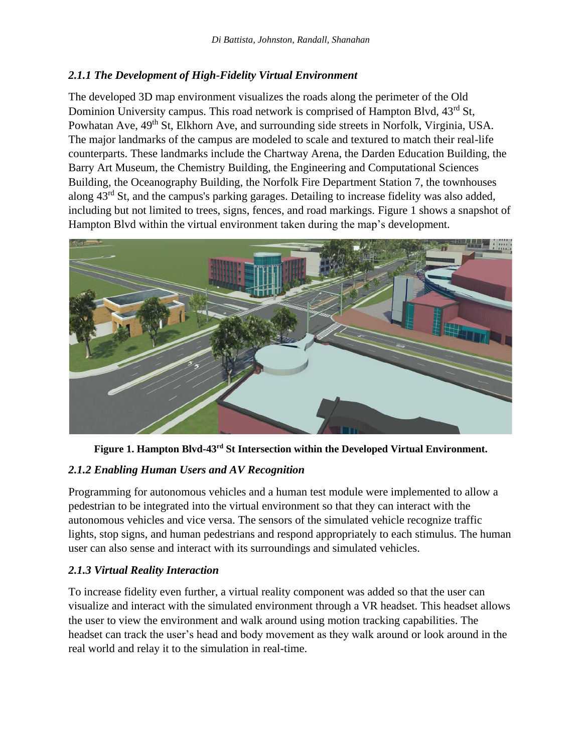### *2.1.1 The Development of High-Fidelity Virtual Environment*

The developed 3D map environment visualizes the roads along the perimeter of the Old Dominion University campus. This road network is comprised of Hampton Blvd, 43rd St, Powhatan Ave, 49th St, Elkhorn Ave, and surrounding side streets in Norfolk, Virginia, USA. The major landmarks of the campus are modeled to scale and textured to match their real-life counterparts. These landmarks include the Chartway Arena, the Darden Education Building, the Barry Art Museum, the Chemistry Building, the Engineering and Computational Sciences Building, the Oceanography Building, the Norfolk Fire Department Station 7, the townhouses along 43rd St, and the campus's parking garages. Detailing to increase fidelity was also added, including but not limited to trees, signs, fences, and road markings. Figure 1 shows a snapshot of Hampton Blvd within the virtual environment taken during the map's development.

**Figure 1. Hampton Blvd-43rd St Intersection within the Developed Virtual Environment.**

### *2.1.2 Enabling Human Users and AV Recognition*

Programming for autonomous vehicles and a human test module were implemented to allow a pedestrian to be integrated into the virtual environment so that they can interact with the autonomous vehicles and vice versa. The sensors of the simulated vehicle recognize traffic lights, stop signs, and human pedestrians and respond appropriately to each stimulus. The human user can also sense and interact with its surroundings and simulated vehicles.

### *2.1.3 Virtual Reality Interaction*

To increase fidelity even further, a virtual reality component was added so that the user can visualize and interact with the simulated environment through a VR headset. This headset allows the user to view the environment and walk around using motion tracking capabilities. The headset can track the user's head and body movement as they walk around or look around in the real world and relay it to the simulation in real-time.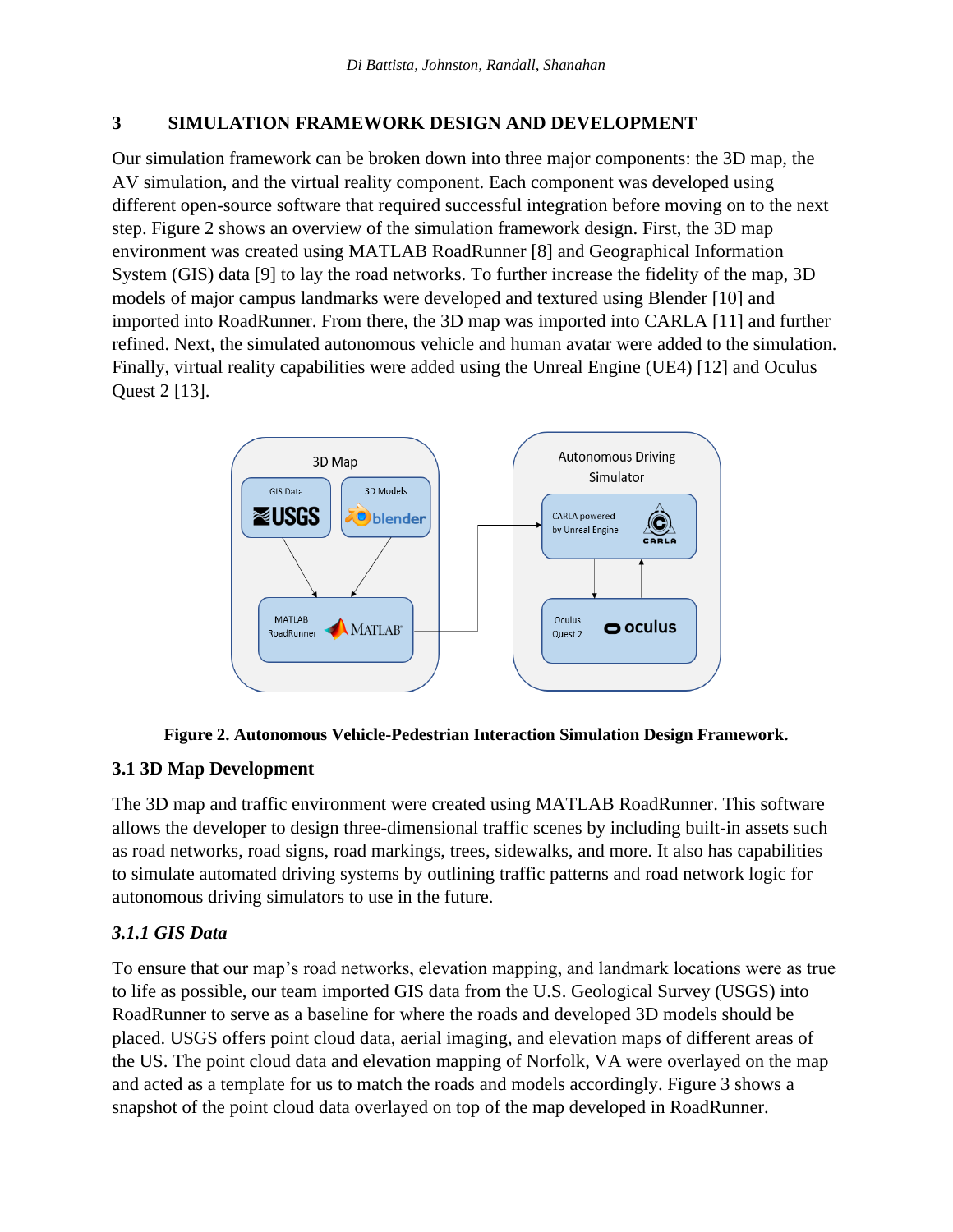## 3 SIMULATION FRAMEWORK DESIGN AND DEVELOPMENT

Our simulation framework can be broken down into three major components: the 3D map, the AV simulation, and the virtual reality component. Each component was developed using different open-source software that required successful integration before moving on to the next step. Figure 2 shows an overview of the simulation framework design. First, the 3D map environment was created using MATLAB RoadRunner [8] and Geographical Information System (GIS) data [9] to lay the road networks. To further increase the fidelity of the map, 3D models of major campus landmarks were developed and textured using Blender [10] and imported into RoadRunner. From there, the 3D map was imported into CARLA [11] and further refined. Next, the simulated autonomous vehicle and human avatar were added to the simulation. Finally, virtual reality capabilities were added using the Unreal Engine (UE4) [12] and Oculus Quest 2 [13].

**Figure 2. Autonomous Vehicle-Pedestrian Interaction Simulation Design Framework.**

### 3.1 3D Map Development

The 3D map and traffic environment were created using MATLAB RoadRunner. This software allows the developer to design three-dimensional traffic scenes by including built-in assets such as road networks, road signs, road markings, trees, sidewalks, and more. It also has capabilities to simulate automated driving systems by outlining traffic patterns and road network logic for autonomous driving simulators to use in the future.

#### *3.1.1 GIS Data*

To ensure that our map's road networks, elevation mapping, and landmark locations were as true to life as possible, our team imported GIS data from the U.S. Geological Survey (USGS) into RoadRunner to serve as a baseline for where the roads and developed 3D models should be placed. USGS offers point cloud data, aerial imaging, and elevation maps of different areas of the US. The point cloud data and elevation mapping of Norfolk, VA were overlayed on the map and acted as a template for us to match the roads and models accordingly. Figure 3 shows a snapshot of the point cloud data overlayed on top of the map developed in RoadRunner.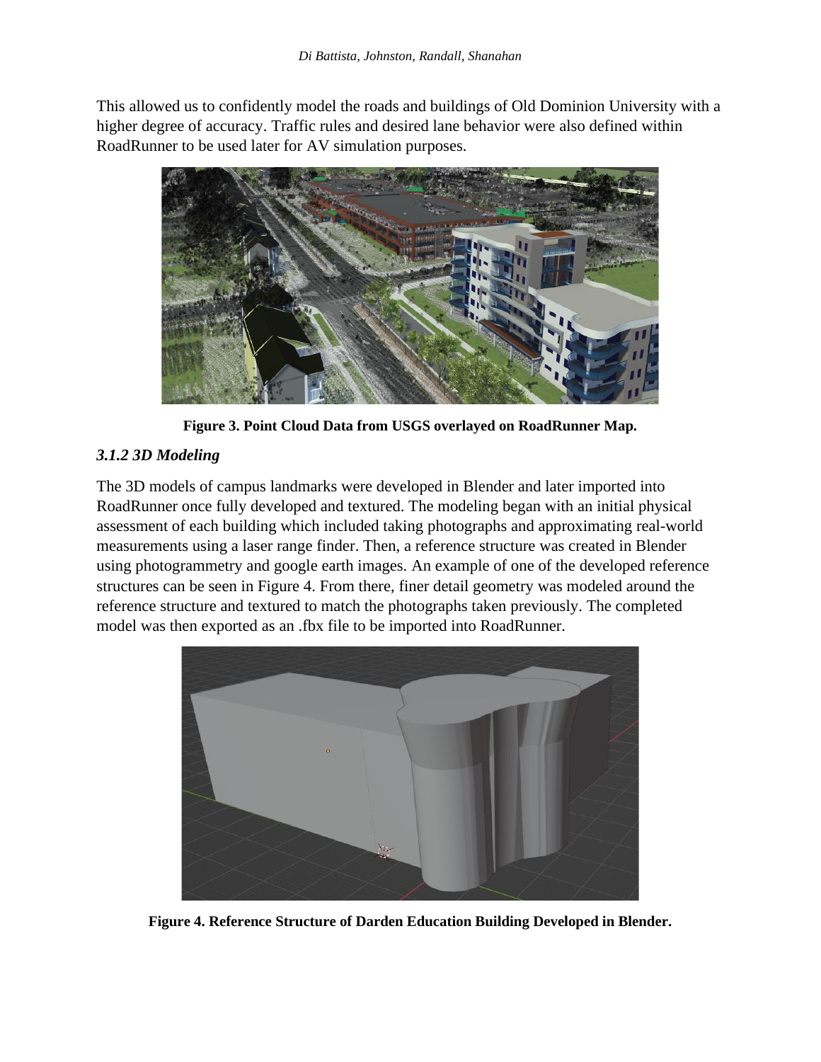This allowed us to confidently model the roads and buildings of Old Dominion University with a higher degree of accuracy. Traffic rules and desired lane behavior were also defined within RoadRunner to be used later for AV simulation purposes.

**Figure 3. Point Cloud Data from USGS overlayed on RoadRunner Map.**

### *3.1.2 3D Modeling*

The 3D models of campus landmarks were developed in Blender and later imported into RoadRunner once fully developed and textured. The modeling began with an initial physical assessment of each building which included taking photographs and approximating real-world measurements using a laser range finder. Then, a reference structure was created in Blender using photogrammetry and google earth images. An example of one of the developed reference structures can be seen in Figure 4. From there, finer detail geometry was modeled around the reference structure and textured to match the photographs taken previously. The completed model was then exported as an .fbx file to be imported into RoadRunner.

**Figure 4. Reference Structure of Darden Education Building Developed in Blender.**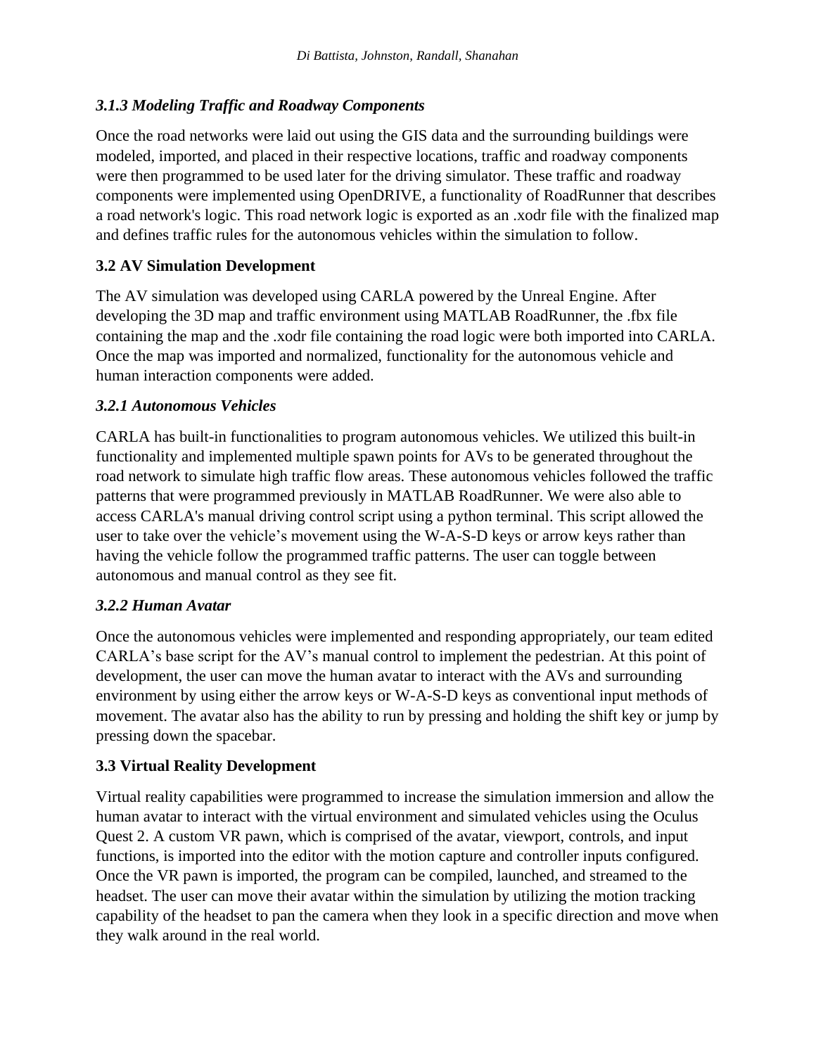### *3.1.3 Modeling Traffic and Roadway Components*

Once the road networks were laid out using the GIS data and the surrounding buildings were modeled, imported, and placed in their respective locations, traffic and roadway components were then programmed to be used later for the driving simulator. These traffic and roadway components were implemented using OpenDRIVE, a functionality of RoadRunner that describes a road network's logic. This road network logic is exported as an .xodr file with the finalized map and defines traffic rules for the autonomous vehicles within the simulation to follow.

## 3.2 AV Simulation Development

The AV simulation was developed using CARLA powered by the Unreal Engine. After developing the 3D map and traffic environment using MATLAB RoadRunner, the .fbx file containing the map and the .xodr file containing the road logic were both imported into CARLA. Once the map was imported and normalized, functionality for the autonomous vehicle and human interaction components were added.

### *3.2.1 Autonomous Vehicles*

CARLA has built-in functionalities to program autonomous vehicles. We utilized this built-in functionality and implemented multiple spawn points for AVs to be generated throughout the road network to simulate high traffic flow areas. These autonomous vehicles followed the traffic patterns that were programmed previously in MATLAB RoadRunner. We were also able to access CARLA's manual driving control script using a python terminal. This script allowed the user to take over the vehicle's movement using the W-A-S-D keys or arrow keys rather than having the vehicle follow the programmed traffic patterns. The user can toggle between autonomous and manual control as they see fit.

### *3.2.2 Human Avatar*

Once the autonomous vehicles were implemented and responding appropriately, our team edited CARLA's base script for the AV's manual control to implement the pedestrian. At this point of development, the user can move the human avatar to interact with the AVs and surrounding environment by using either the arrow keys or W-A-S-D keys as conventional input methods of movement. The avatar also has the ability to run by pressing and holding the shift key or jump by pressing down the spacebar.

## 3.3 Virtual Reality Development

Virtual reality capabilities were programmed to increase the simulation immersion and allow the human avatar to interact with the virtual environment and simulated vehicles using the Oculus Quest 2. A custom VR pawn, which is comprised of the avatar, viewport, controls, and input functions, is imported into the editor with the motion capture and controller inputs configured. Once the VR pawn is imported, the program can be compiled, launched, and streamed to the headset. The user can move their avatar within the simulation by utilizing the motion tracking capability of the headset to pan the camera when they look in a specific direction and move when they walk around in the real world.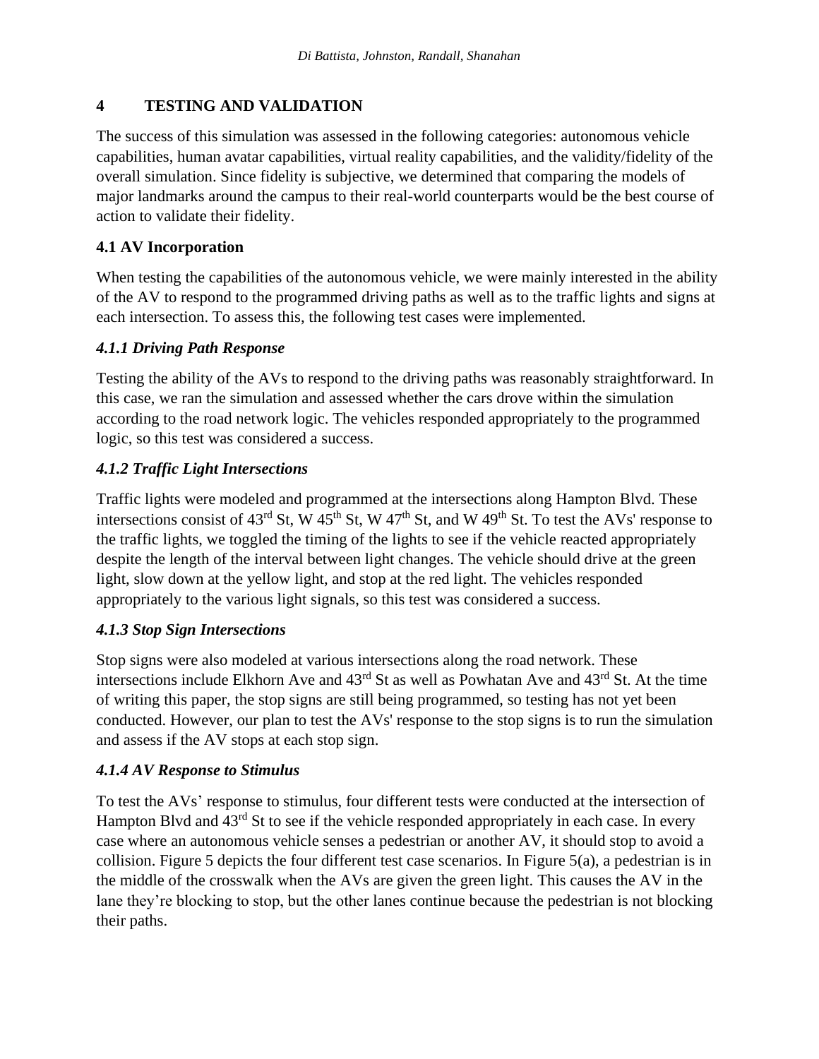## 4 TESTING AND VALIDATION

The success of this simulation was assessed in the following categories: autonomous vehicle capabilities, human avatar capabilities, virtual reality capabilities, and the validity/fidelity of the overall simulation. Since fidelity is subjective, we determined that comparing the models of major landmarks around the campus to their real-world counterparts would be the best course of action to validate their fidelity.

### 4.1 AV Incorporation

When testing the capabilities of the autonomous vehicle, we were mainly interested in the ability of the AV to respond to the programmed driving paths as well as to the traffic lights and signs at each intersection. To assess this, the following test cases were implemented.

#### *4.1.1 Driving Path Response*

Testing the ability of the AVs to respond to the driving paths was reasonably straightforward. In this case, we ran the simulation and assessed whether the cars drove within the simulation according to the road network logic. The vehicles responded appropriately to the programmed logic, so this test was considered a success.

#### *4.1.2 Traffic Light Intersections*

Traffic lights were modeled and programmed at the intersections along Hampton Blvd. These intersections consist of 43rd St, W 45th St, W 47th St, and W 49th St. To test the AVs' response to the traffic lights, we toggled the timing of the lights to see if the vehicle reacted appropriately despite the length of the interval between light changes. The vehicle should drive at the green light, slow down at the yellow light, and stop at the red light. The vehicles responded appropriately to the various light signals, so this test was considered a success.

#### *4.1.3 Stop Sign Intersections*

Stop signs were also modeled at various intersections along the road network. These intersections include Elkhorn Ave and 43rd St as well as Powhatan Ave and 43rd St. At the time of writing this paper, the stop signs are still being programmed, so testing has not yet been conducted. However, our plan to test the AVs' response to the stop signs is to run the simulation and assess if the AV stops at each stop sign.

#### *4.1.4 AV Response to Stimulus*

To test the AVs' response to stimulus, four different tests were conducted at the intersection of Hampton Blvd and 43rd St to see if the vehicle responded appropriately in each case. In every case where an autonomous vehicle senses a pedestrian or another AV, it should stop to avoid a collision. Figure 5 depicts the four different test case scenarios. In Figure 5(a), a pedestrian is in the middle of the crosswalk when the AVs are given the green light. This causes the AV in the lane they're blocking to stop, but the other lanes continue because the pedestrian is not blocking their paths.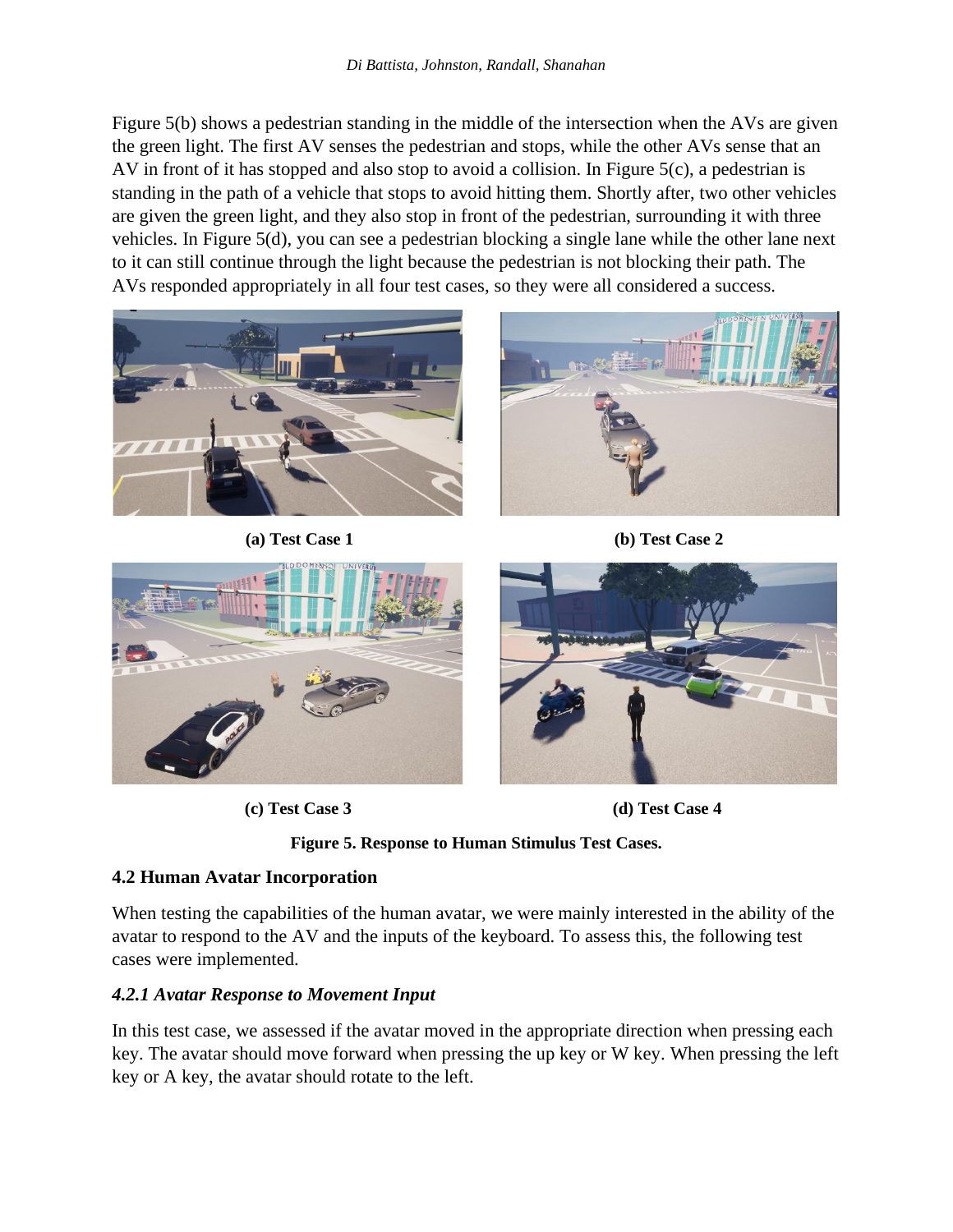Figure 5(b) shows a pedestrian standing in the middle of the intersection when the AVs are given the green light. The first AV senses the pedestrian and stops, while the other AVs sense that an AV in front of it has stopped and also stop to avoid a collision. In Figure 5(c), a pedestrian is standing in the path of a vehicle that stops to avoid hitting them. Shortly after, two other vehicles are given the green light, and they also stop in front of the pedestrian, surrounding it with three vehicles. In Figure 5(d), you can see a pedestrian blocking a single lane while the other lane next to it can still continue through the light because the pedestrian is not blocking their path. The AVs responded appropriately in all four test cases, so they were all considered a success.

**(a) Test Case 1**

**(b) Test Case 2**

**(c) Test Case 3**

**(d) Test Case 4**

**Figure 5. Response to Human Stimulus Test Cases.**

## 4.2 Human Avatar Incorporation

When testing the capabilities of the human avatar, we were mainly interested in the ability of the avatar to respond to the AV and the inputs of the keyboard. To assess this, the following test cases were implemented.

### *4.2.1 Avatar Response to Movement Input*

In this test case, we assessed if the avatar moved in the appropriate direction when pressing each key. The avatar should move forward when pressing the up key or W key. When pressing the left key or A key, the avatar should rotate to the left.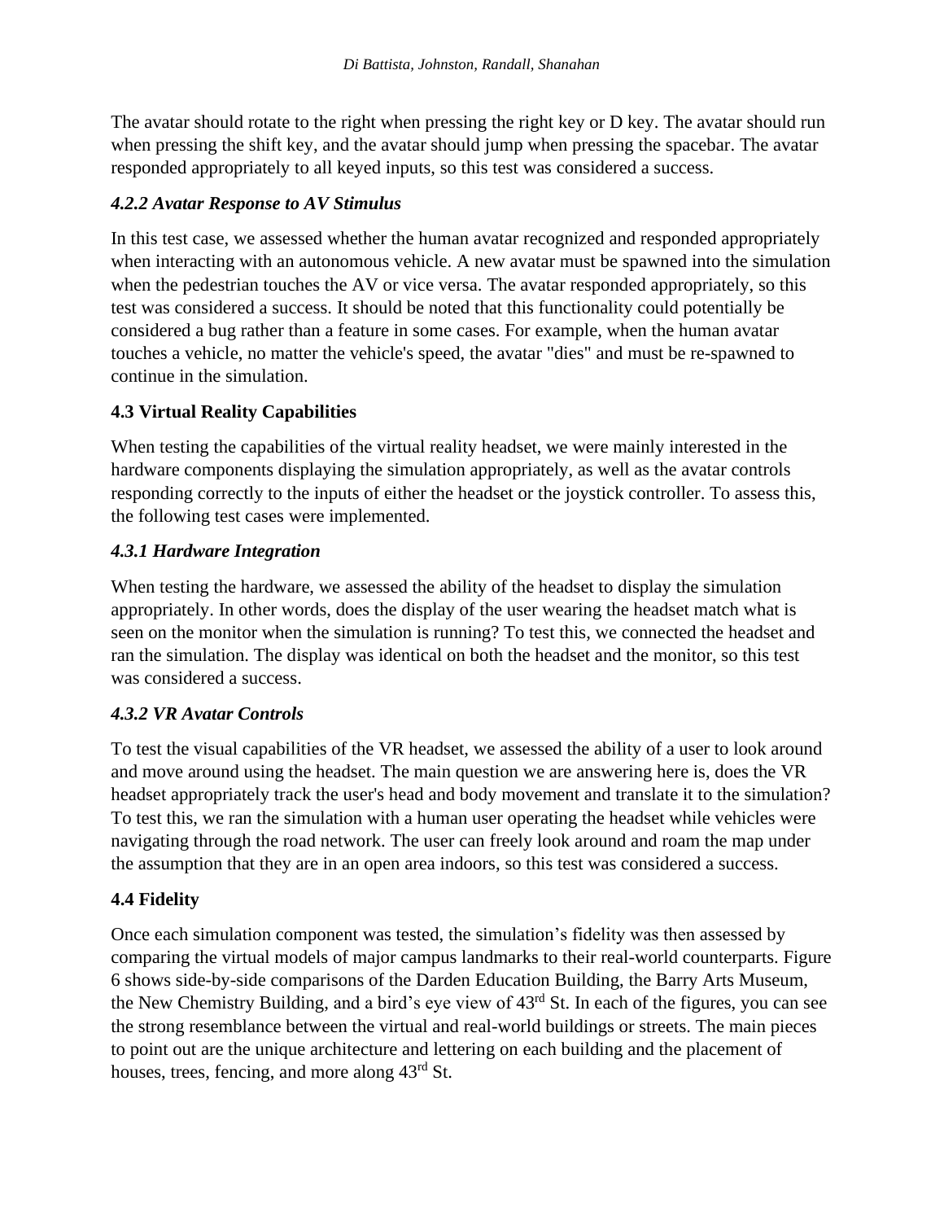The avatar should rotate to the right when pressing the right key or D key. The avatar should run when pressing the shift key, and the avatar should jump when pressing the spacebar. The avatar responded appropriately to all keyed inputs, so this test was considered a success.

#### *4.2.2 Avatar Response to AV Stimulus*

In this test case, we assessed whether the human avatar recognized and responded appropriately when interacting with an autonomous vehicle. A new avatar must be spawned into the simulation when the pedestrian touches the AV or vice versa. The avatar responded appropriately, so this test was considered a success. It should be noted that this functionality could potentially be considered a bug rather than a feature in some cases. For example, when the human avatar touches a vehicle, no matter the vehicle's speed, the avatar "dies" and must be re-spawned to continue in the simulation.

### 4.3 Virtual Reality Capabilities

When testing the capabilities of the virtual reality headset, we were mainly interested in the hardware components displaying the simulation appropriately, as well as the avatar controls responding correctly to the inputs of either the headset or the joystick controller. To assess this, the following test cases were implemented.

#### *4.3.1 Hardware Integration*

When testing the hardware, we assessed the ability of the headset to display the simulation appropriately. In other words, does the display of the user wearing the headset match what is seen on the monitor when the simulation is running? To test this, we connected the headset and ran the simulation. The display was identical on both the headset and the monitor, so this test was considered a success.

#### *4.3.2 VR Avatar Controls*

To test the visual capabilities of the VR headset, we assessed the ability of a user to look around and move around using the headset. The main question we are answering here is, does the VR headset appropriately track the user's head and body movement and translate it to the simulation? To test this, we ran the simulation with a human user operating the headset while vehicles were navigating through the road network. The user can freely look around and roam the map under the assumption that they are in an open area indoors, so this test was considered a success.

### 4.4 Fidelity

Once each simulation component was tested, the simulation's fidelity was then assessed by comparing the virtual models of major campus landmarks to their real-world counterparts. Figure 6 shows side-by-side comparisons of the Darden Education Building, the Barry Arts Museum, the New Chemistry Building, and a bird's eye view of 43rd St. In each of the figures, you can see the strong resemblance between the virtual and real-world buildings or streets. The main pieces to point out are the unique architecture and lettering on each building and the placement of houses, trees, fencing, and more along 43rd St.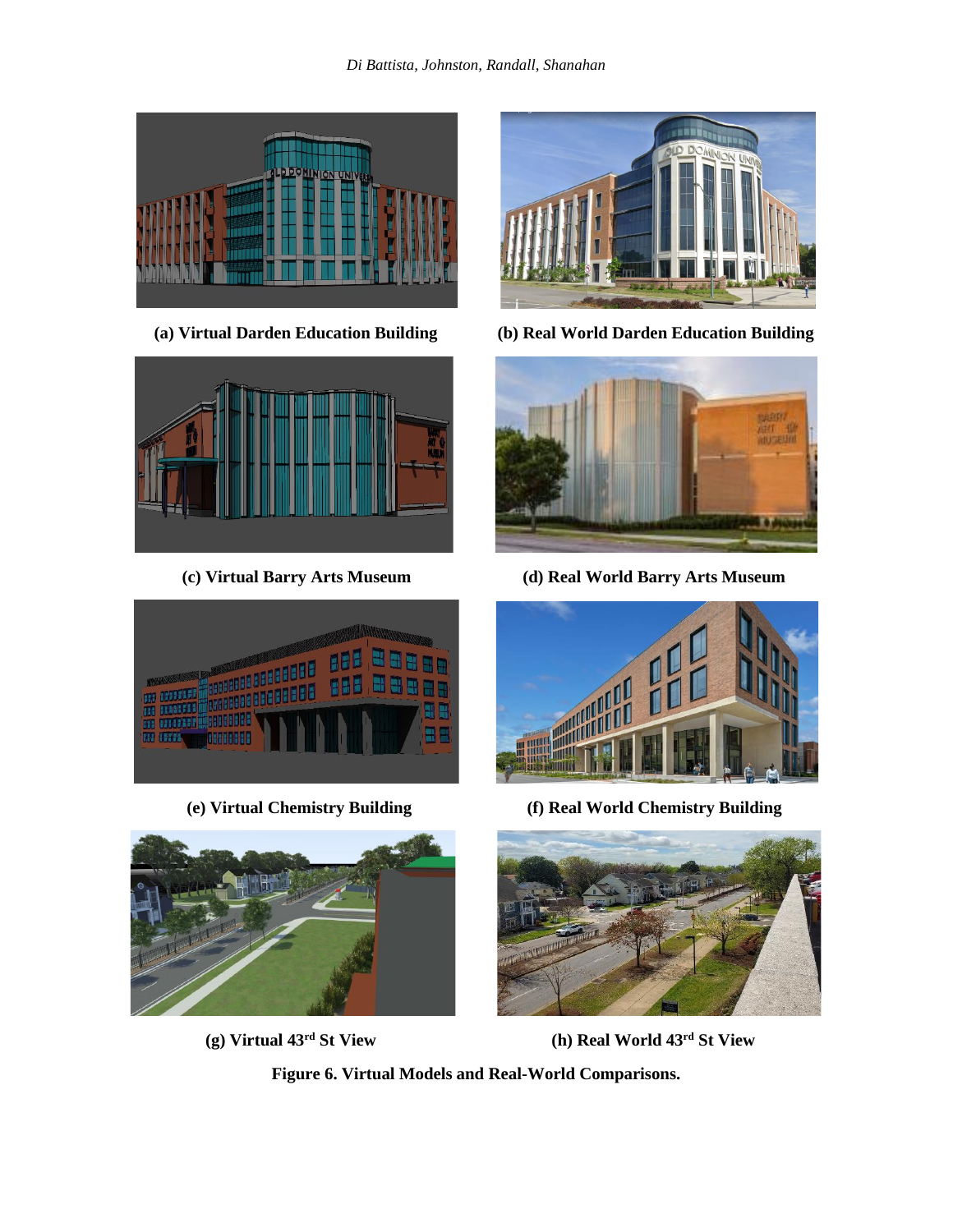(a) Virtual Darden Education Building

(b) Real World Darden Education Building

(c) Virtual Barry Arts Museum

(d) Real World Barry Arts Museum

(e) Virtual Chemistry Building

(f) Real World Chemistry Building

(g) Virtual 43$^{rd}$ St View

(h) Real World 43$^{rd}$ St View

**Figure 6. Virtual Models and Real-World Comparisons.**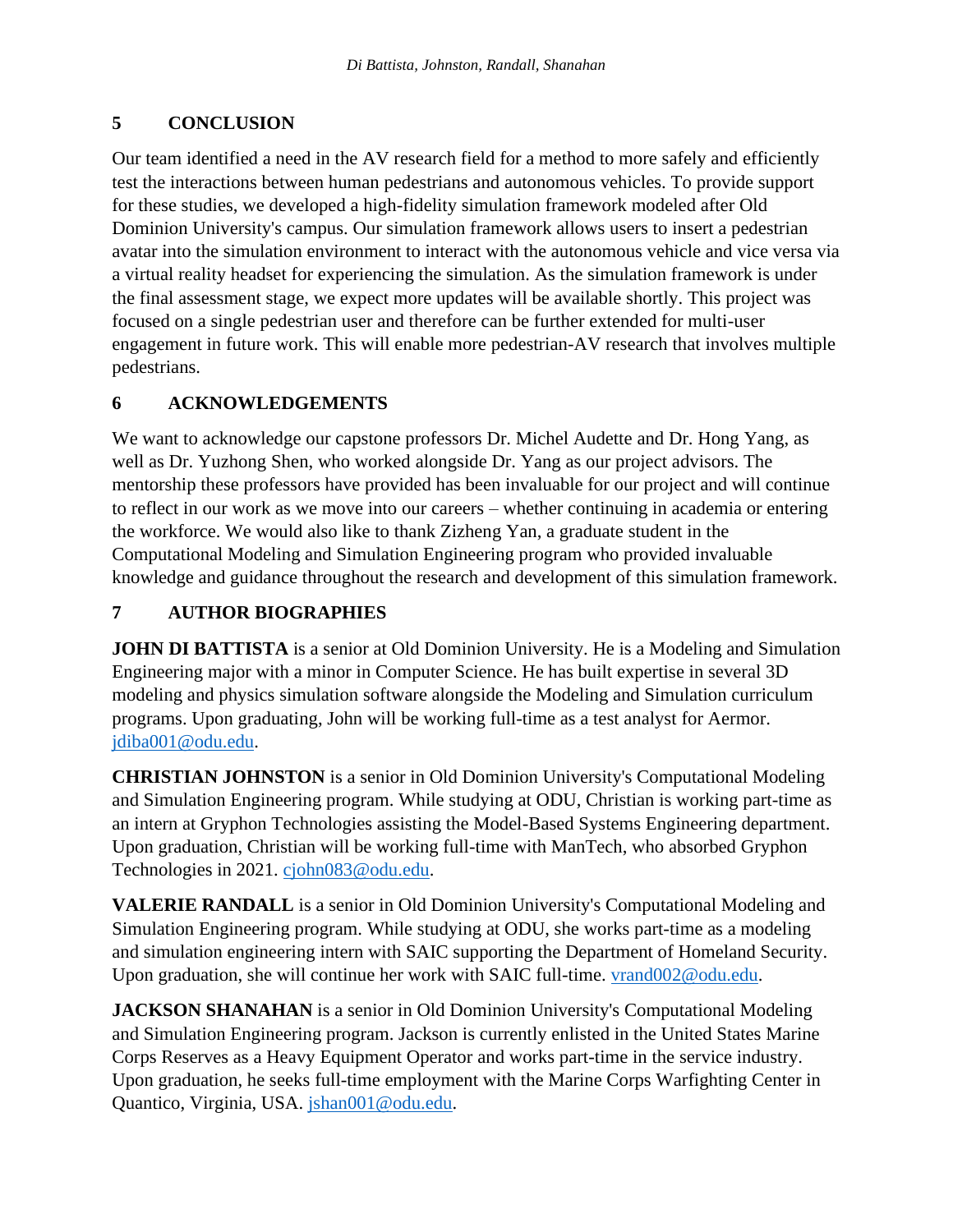## 5 CONCLUSION

Our team identified a need in the AV research field for a method to more safely and efficiently test the interactions between human pedestrians and autonomous vehicles. To provide support for these studies, we developed a high-fidelity simulation framework modeled after Old Dominion University's campus. Our simulation framework allows users to insert a pedestrian avatar into the simulation environment to interact with the autonomous vehicle and vice versa via a virtual reality headset for experiencing the simulation. As the simulation framework is under the final assessment stage, we expect more updates will be available shortly. This project was focused on a single pedestrian user and therefore can be further extended for multi-user engagement in future work. This will enable more pedestrian-AV research that involves multiple pedestrians.

## 6 ACKNOWLEDGEMENTS

We want to acknowledge our capstone professors Dr. Michel Audette and Dr. Hong Yang, as well as Dr. Yuzhong Shen, who worked alongside Dr. Yang as our project advisors. The mentorship these professors have provided has been invaluable for our project and will continue to reflect in our work as we move into our careers – whether continuing in academia or entering the workforce. We would also like to thank Zizheng Yan, a graduate student in the Computational Modeling and Simulation Engineering program who provided invaluable knowledge and guidance throughout the research and development of this simulation framework.

## 7 AUTHOR BIOGRAPHIES

**JOHN DI BATTISTA** is a senior at Old Dominion University. He is a Modeling and Simulation Engineering major with a minor in Computer Science. He has built expertise in several 3D modeling and physics simulation software alongside the Modeling and Simulation curriculum programs. Upon graduating, John will be working full-time as a test analyst for Aermor. jdiba001@odu.edu.

**CHRISTIAN JOHNSTON** is a senior in Old Dominion University's Computational Modeling and Simulation Engineering program. While studying at ODU, Christian is working part-time as an intern at Gryphon Technologies assisting the Model-Based Systems Engineering department. Upon graduation, Christian will be working full-time with ManTech, who absorbed Gryphon Technologies in 2021. cjohn083@odu.edu.

**VALERIE RANDALL** is a senior in Old Dominion University's Computational Modeling and Simulation Engineering program. While studying at ODU, she works part-time as a modeling and simulation engineering intern with SAIC supporting the Department of Homeland Security. Upon graduation, she will continue her work with SAIC full-time. vrand002@odu.edu.

**JACKSON SHANAHAN** is a senior in Old Dominion University's Computational Modeling and Simulation Engineering program. Jackson is currently enlisted in the United States Marine Corps Reserves as a Heavy Equipment Operator and works part-time in the service industry. Upon graduation, he seeks full-time employment with the Marine Corps Warfighting Center in Quantico, Virginia, USA. jshan001@odu.edu.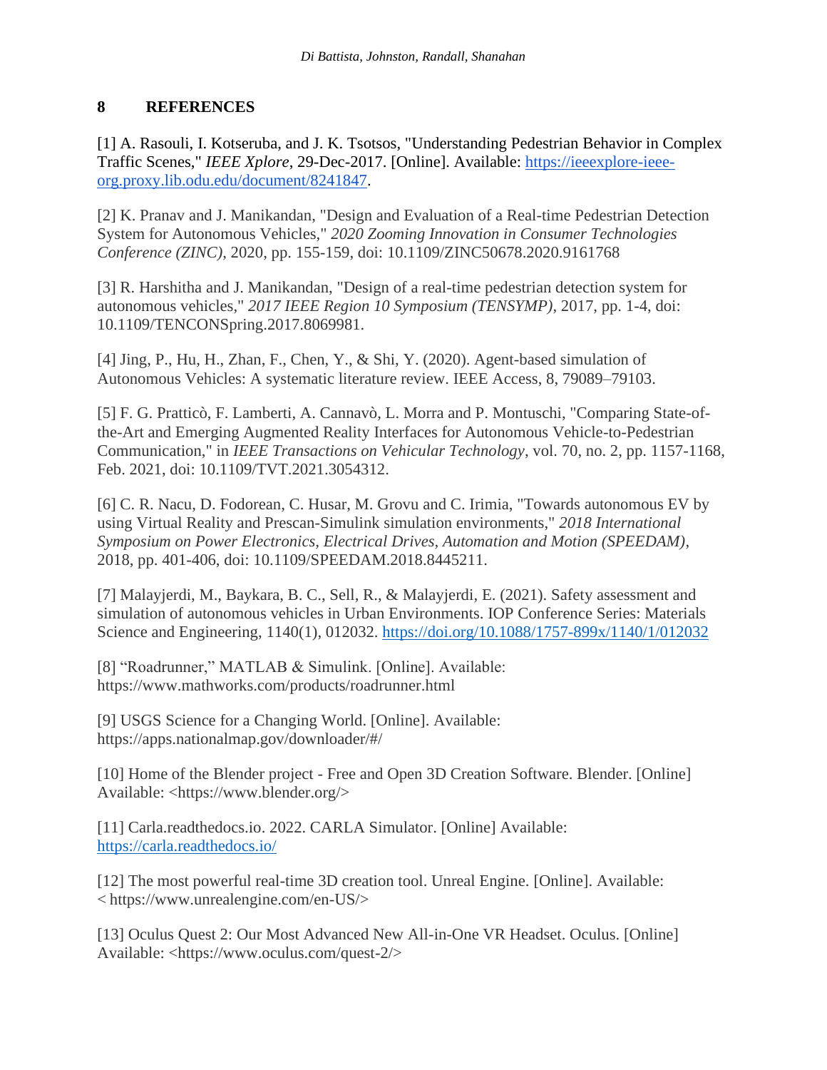## 8 REFERENCES

[1] A. Rasouli, I. Kotseruba, and J. K. Tsotsos, "Understanding Pedestrian Behavior in Complex Traffic Scenes," *IEEE Xplore*, 29-Dec-2017. [Online]. Available: https://ieeexplore-ieee-org.proxy.lib.odu.edu/document/8241847.

[2] K. Pranav and J. Manikandan, "Design and Evaluation of a Real-time Pedestrian Detection System for Autonomous Vehicles," *2020 Zooming Innovation in Consumer Technologies Conference (ZINC)*, 2020, pp. 155-159, doi: 10.1109/ZINC50678.2020.9161768

[3] R. Harshitha and J. Manikandan, "Design of a real-time pedestrian detection system for autonomous vehicles," *2017 IEEE Region 10 Symposium (TENSYMP)*, 2017, pp. 1-4, doi: 10.1109/TENCONSpring.2017.8069981.

[4] Jing, P., Hu, H., Zhan, F., Chen, Y., & Shi, Y. (2020). Agent-based simulation of Autonomous Vehicles: A systematic literature review. IEEE Access, 8, 79089–79103.

[5] F. G. Pratticò, F. Lamberti, A. Cannavò, L. Morra and P. Montuschi, "Comparing State-of-the-Art and Emerging Augmented Reality Interfaces for Autonomous Vehicle-to-Pedestrian Communication," in *IEEE Transactions on Vehicular Technology*, vol. 70, no. 2, pp. 1157-1168, Feb. 2021, doi: 10.1109/TVT.2021.3054312.

[6] C. R. Nacu, D. Fodorean, C. Husar, M. Grovu and C. Irimia, "Towards autonomous EV by using Virtual Reality and Prescan-Simulink simulation environments," *2018 International Symposium on Power Electronics, Electrical Drives, Automation and Motion (SPEEDAM)*, 2018, pp. 401-406, doi: 10.1109/SPEEDAM.2018.8445211.

[7] Malayjerdi, M., Baykara, B. C., Sell, R., & Malayjerdi, E. (2021). Safety assessment and simulation of autonomous vehicles in Urban Environments. IOP Conference Series: Materials Science and Engineering, 1140(1), 012032. https://doi.org/10.1088/1757-899x/1140/1/012032

[8] "Roadrunner," MATLAB & Simulink. [Online]. Available: https://www.mathworks.com/products/roadrunner.html

[9] USGS Science for a Changing World. [Online]. Available: https://apps.nationalmap.gov/downloader/#/

[10] Home of the Blender project - Free and Open 3D Creation Software. Blender. [Online] Available: <https://www.blender.org/>

[11] Carla.readthedocs.io. 2022. CARLA Simulator. [Online] Available: https://carla.readthedocs.io/

[12] The most powerful real-time 3D creation tool. Unreal Engine. [Online]. Available: < https://www.unrealengine.com/en-US/>

[13] Oculus Quest 2: Our Most Advanced New All-in-One VR Headset. Oculus. [Online] Available: <https://www.oculus.com/quest-2/>